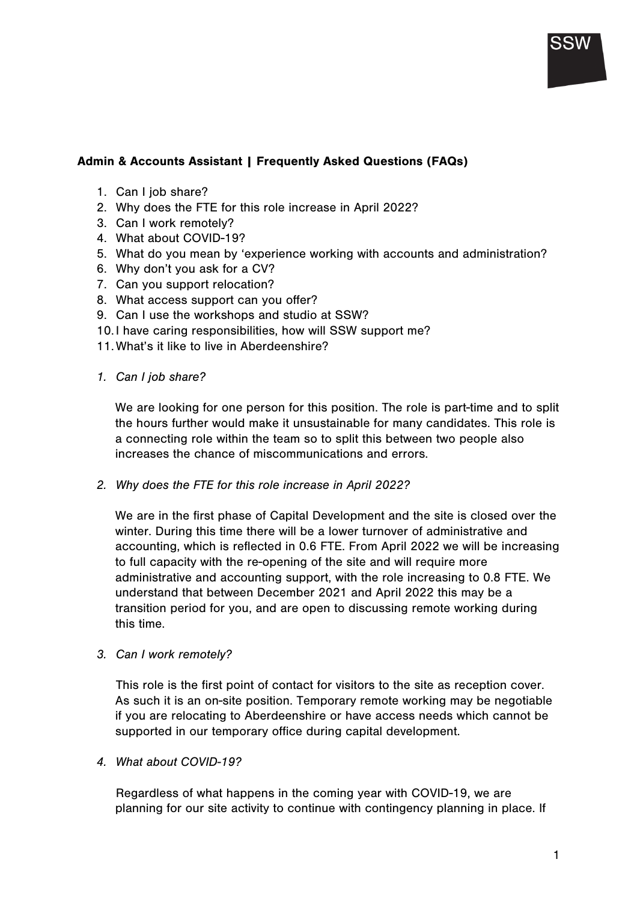**Admin & Accounts Assistant | Frequently Asked Questions (FAQs)**

1. Can I job share?
2. Why does the FTE for this role increase in April 2022?
3. Can I work remotely?
4. What about COVID-19?
5. What do you mean by 'experience working with accounts and administration?
6. Why don't you ask for a CV?
7. Can you support relocation?
8. What access support can you offer?
9. Can I use the workshops and studio at SSW?
10. I have caring responsibilities, how will SSW support me?
11. What's it like to live in Aberdeenshire?

*1. Can I job share?*

We are looking for one person for this position. The role is part-time and to split the hours further would make it unsustainable for many candidates. This role is a connecting role within the team so to split this between two people also increases the chance of miscommunications and errors.

*2. Why does the FTE for this role increase in April 2022?*

We are in the first phase of Capital Development and the site is closed over the winter. During this time there will be a lower turnover of administrative and accounting, which is reflected in 0.6 FTE. From April 2022 we will be increasing to full capacity with the re-opening of the site and will require more administrative and accounting support, with the role increasing to 0.8 FTE. We understand that between December 2021 and April 2022 this may be a transition period for you, and are open to discussing remote working during this time.

*3. Can I work remotely?*

This role is the first point of contact for visitors to the site as reception cover. As such it is an on-site position. Temporary remote working may be negotiable if you are relocating to Aberdeenshire or have access needs which cannot be supported in our temporary office during capital development.

*4. What about COVID-19?*

Regardless of what happens in the coming year with COVID-19, we are planning for our site activity to continue with contingency planning in place. If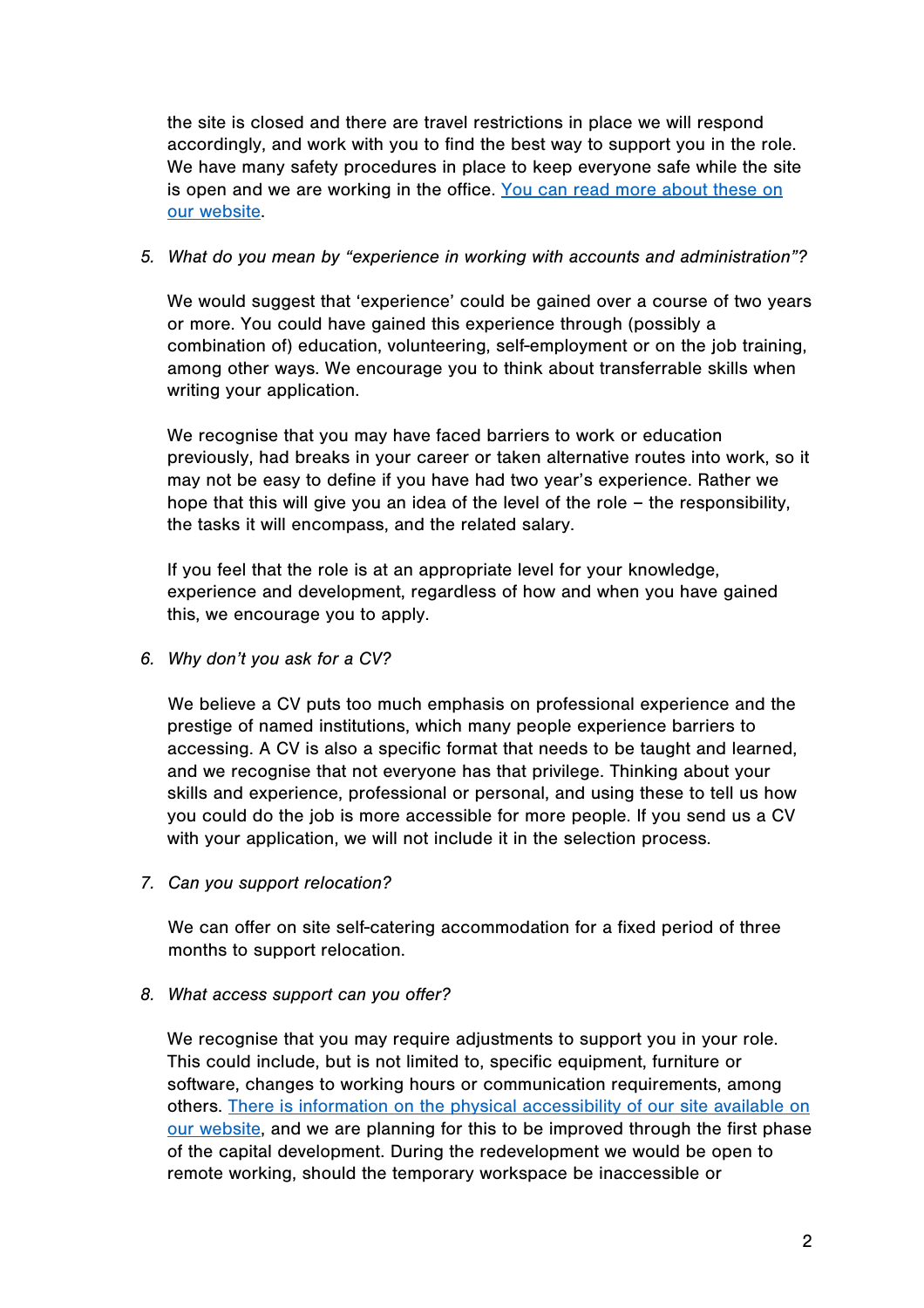the site is closed and there are travel restrictions in place we will respond accordingly, and work with you to find the best way to support you in the role. We have many safety procedures in place to keep everyone safe while the site is open and we are working in the office. [You can read more about these on our website](#).

5. *What do you mean by "experience in working with accounts and administration"?*

   We would suggest that 'experience' could be gained over a course of two years or more. You could have gained this experience through (possibly a combination of) education, volunteering, self-employment or on the job training, among other ways. We encourage you to think about transferrable skills when writing your application.

   We recognise that you may have faced barriers to work or education previously, had breaks in your career or taken alternative routes into work, so it may not be easy to define if you have had two year's experience. Rather we hope that this will give you an idea of the level of the role – the responsibility, the tasks it will encompass, and the related salary.

   If you feel that the role is at an appropriate level for your knowledge, experience and development, regardless of how and when you have gained this, we encourage you to apply.

6. *Why don't you ask for a CV?*

   We believe a CV puts too much emphasis on professional experience and the prestige of named institutions, which many people experience barriers to accessing. A CV is also a specific format that needs to be taught and learned, and we recognise that not everyone has that privilege. Thinking about your skills and experience, professional or personal, and using these to tell us how you could do the job is more accessible for more people. If you send us a CV with your application, we will not include it in the selection process.

7. *Can you support relocation?*

   We can offer on site self-catering accommodation for a fixed period of three months to support relocation.

8. *What access support can you offer?*

   We recognise that you may require adjustments to support you in your role. This could include, but is not limited to, specific equipment, furniture or software, changes to working hours or communication requirements, among others. [There is information on the physical accessibility of our site available on our website](#), and we are planning for this to be improved through the first phase of the capital development. During the redevelopment we would be open to remote working, should the temporary workspace be inaccessible or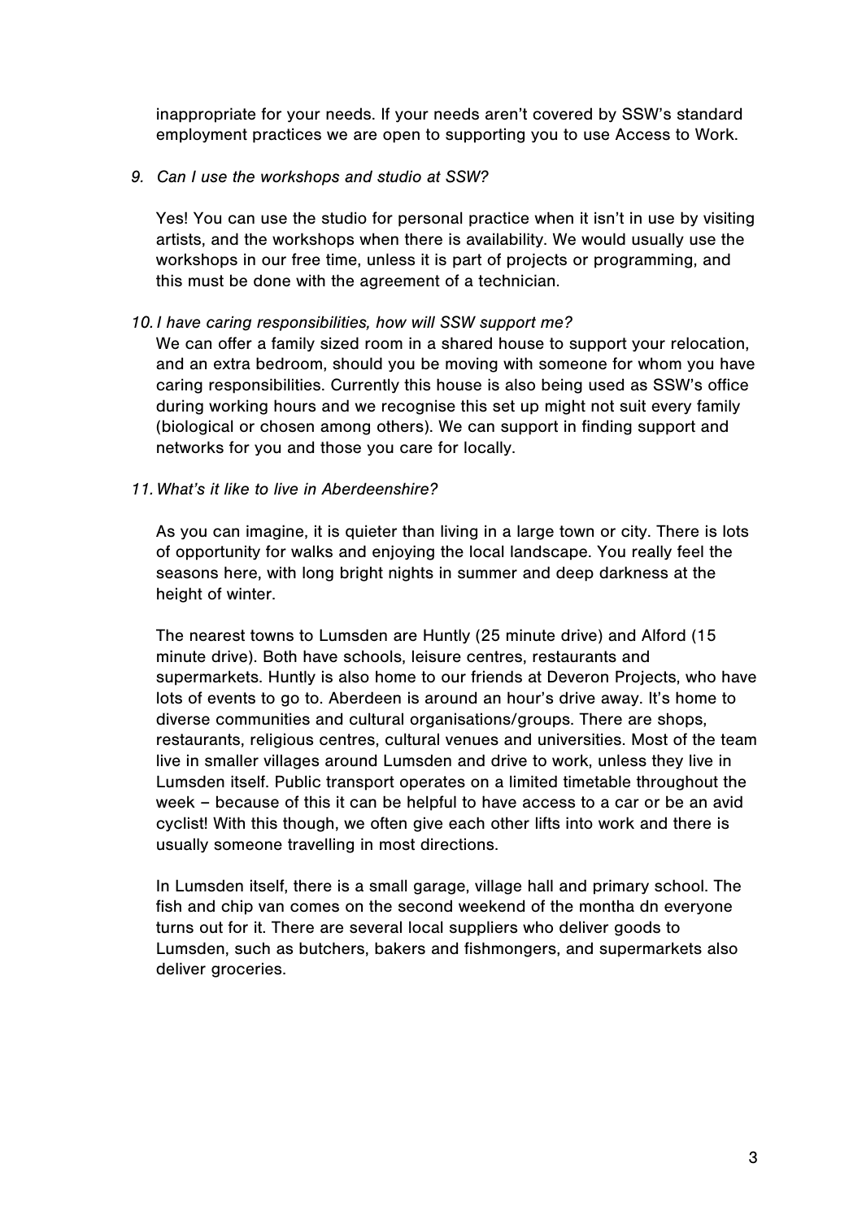inappropriate for your needs. If your needs aren't covered by SSW's standard employment practices we are open to supporting you to use Access to Work.

9. *Can I use the workshops and studio at SSW?*

   Yes! You can use the studio for personal practice when it isn't in use by visiting artists, and the workshops when there is availability. We would usually use the workshops in our free time, unless it is part of projects or programming, and this must be done with the agreement of a technician.

10. *I have caring responsibilities, how will SSW support me?*
    We can offer a family sized room in a shared house to support your relocation, and an extra bedroom, should you be moving with someone for whom you have caring responsibilities. Currently this house is also being used as SSW's office during working hours and we recognise this set up might not suit every family (biological or chosen among others). We can support in finding support and networks for you and those you care for locally.

11. *What's it like to live in Aberdeenshire?*

    As you can imagine, it is quieter than living in a large town or city. There is lots of opportunity for walks and enjoying the local landscape. You really feel the seasons here, with long bright nights in summer and deep darkness at the height of winter.

    The nearest towns to Lumsden are Huntly (25 minute drive) and Alford (15 minute drive). Both have schools, leisure centres, restaurants and supermarkets. Huntly is also home to our friends at Deveron Projects, who have lots of events to go to. Aberdeen is around an hour's drive away. It's home to diverse communities and cultural organisations/groups. There are shops, restaurants, religious centres, cultural venues and universities. Most of the team live in smaller villages around Lumsden and drive to work, unless they live in Lumsden itself. Public transport operates on a limited timetable throughout the week – because of this it can be helpful to have access to a car or be an avid cyclist! With this though, we often give each other lifts into work and there is usually someone travelling in most directions.

    In Lumsden itself, there is a small garage, village hall and primary school. The fish and chip van comes on the second weekend of the montha dn everyone turns out for it. There are several local suppliers who deliver goods to Lumsden, such as butchers, bakers and fishmongers, and supermarkets also deliver groceries.